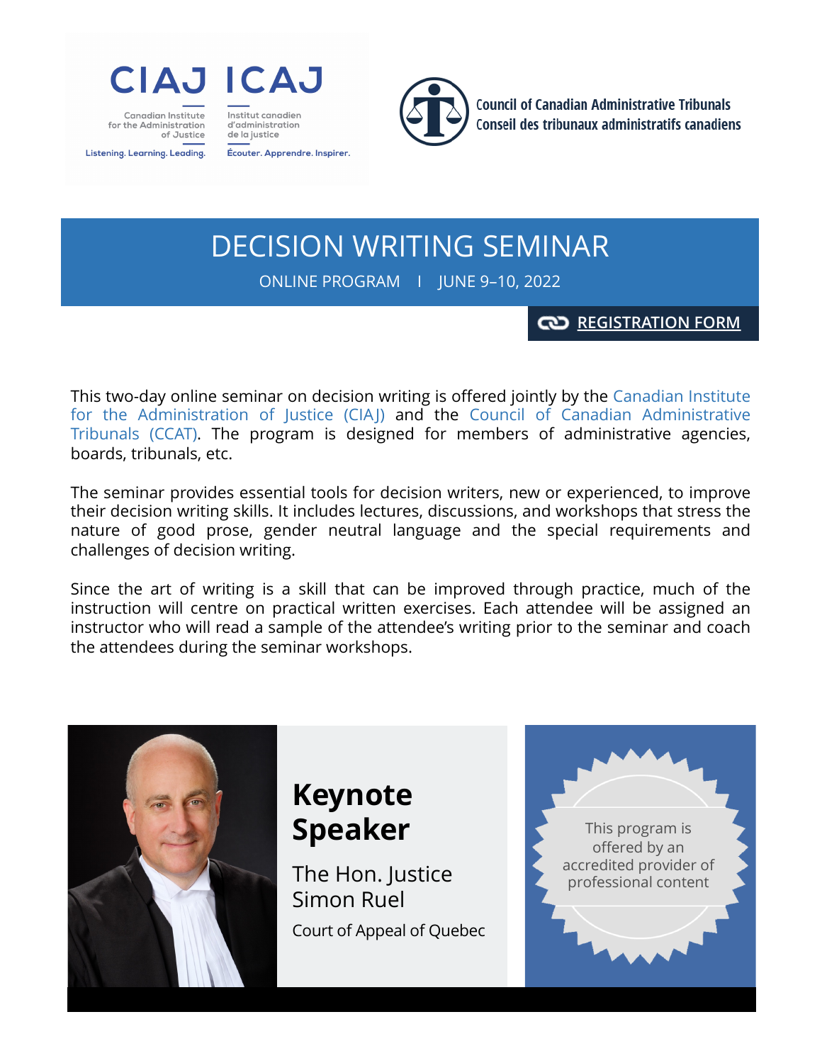CIAJ ICAJ

Canadian Institute for the Administration of Justice

Institut canadien d'administration de la justice

Listening. Learning. Leading.

Écouter. Apprendre. Inspirer.

Council of Canadian Administrative Tribunals

Conseil des tribunaux administratifs canadiens

# DECISION WRITING SEMINAR

ONLINE PROGRAM | JUNE 9–10, 2022

REGISTRATION FORM

This two-day online seminar on decision writing is offered jointly by the Canadian Institute for the Administration of Justice (CIAJ) and the Council of Canadian Administrative Tribunals (CCAT). The program is designed for members of administrative agencies, boards, tribunals, etc.

The seminar provides essential tools for decision writers, new or experienced, to improve their decision writing skills. It includes lectures, discussions, and workshops that stress the nature of good prose, gender neutral language and the special requirements and challenges of decision writing.

Since the art of writing is a skill that can be improved through practice, much of the instruction will centre on practical written exercises. Each attendee will be assigned an instructor who will read a sample of the attendee's writing prior to the seminar and coach the attendees during the seminar workshops.

## Keynote Speaker

The Hon. Justice Simon Ruel

Court of Appeal of Quebec

This program is offered by an accredited provider of professional content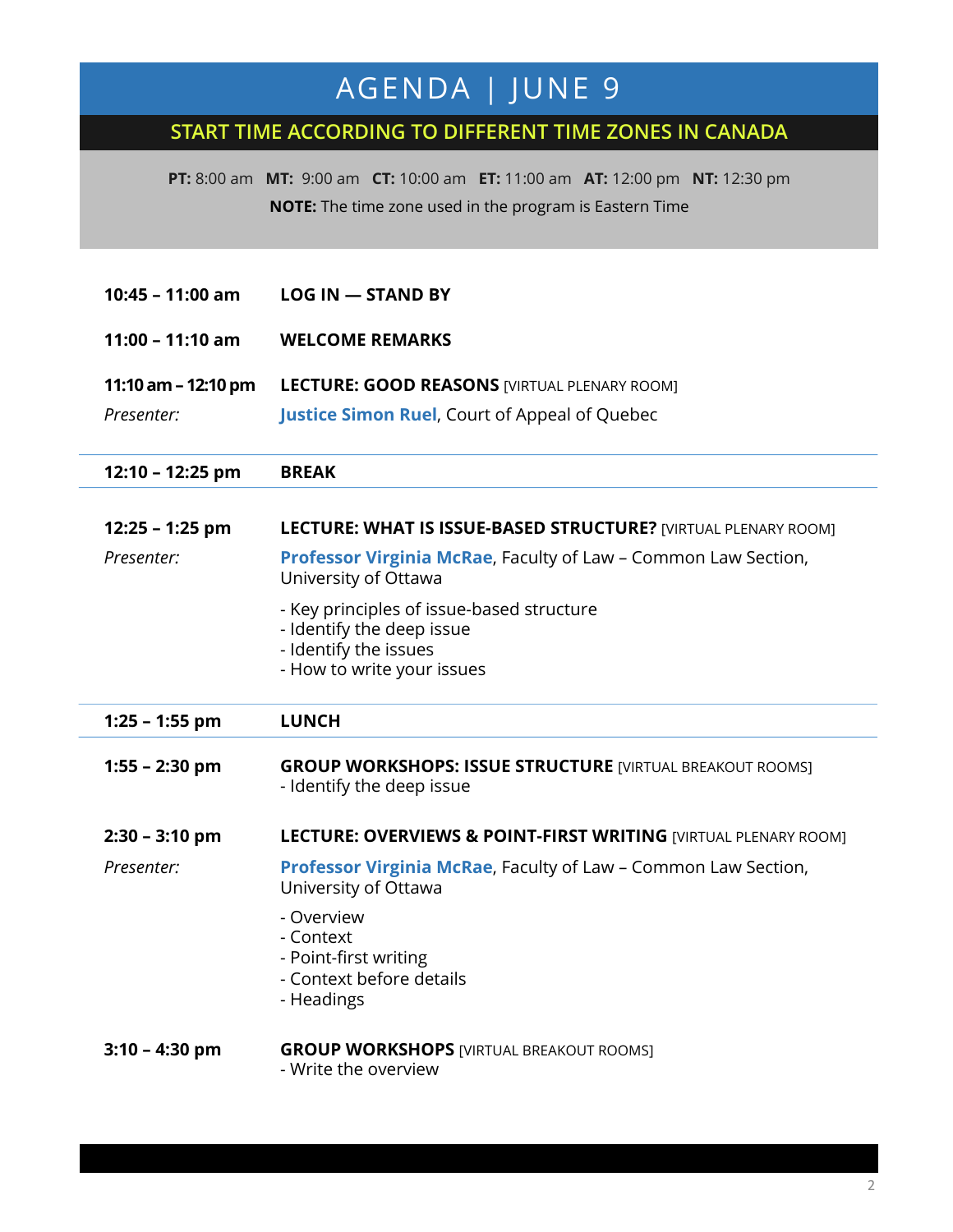# AGENDA | JUNE 9

## START TIME ACCORDING TO DIFFERENT TIME ZONES IN CANADA

**PT:** 8:00 am **MT:** 9:00 am **CT:** 10:00 am **ET:** 11:00 am **AT:** 12:00 pm **NT:** 12:30 pm

**NOTE:** The time zone used in the program is Eastern Time

**10:45 – 11:00 am** — **LOG IN — STAND BY**

**11:00 – 11:10 am** — **WELCOME REMARKS**

**11:10 am – 12:10 pm** — **LECTURE: GOOD REASONS** [VIRTUAL PLENARY ROOM]

*Presenter:* **Justice Simon Ruel**, Court of Appeal of Quebec

---

**12:10 – 12:25 pm** — **BREAK**

---

**12:25 – 1:25 pm** — **LECTURE: WHAT IS ISSUE-BASED STRUCTURE?** [VIRTUAL PLENARY ROOM]

*Presenter:* **Professor Virginia McRae**, Faculty of Law – Common Law Section, University of Ottawa

- Key principles of issue-based structure
- Identify the deep issue
- Identify the issues
- How to write your issues

---

**1:25 – 1:55 pm** — **LUNCH**

---

**1:55 – 2:30 pm** — **GROUP WORKSHOPS: ISSUE STRUCTURE** [VIRTUAL BREAKOUT ROOMS]

- Identify the deep issue

**2:30 – 3:10 pm** — **LECTURE: OVERVIEWS & POINT-FIRST WRITING** [VIRTUAL PLENARY ROOM]

*Presenter:* **Professor Virginia McRae**, Faculty of Law – Common Law Section, University of Ottawa

- Overview
- Context
- Point-first writing
- Context before details
- Headings

**3:10 – 4:30 pm** — **GROUP WORKSHOPS** [VIRTUAL BREAKOUT ROOMS]

- Write the overview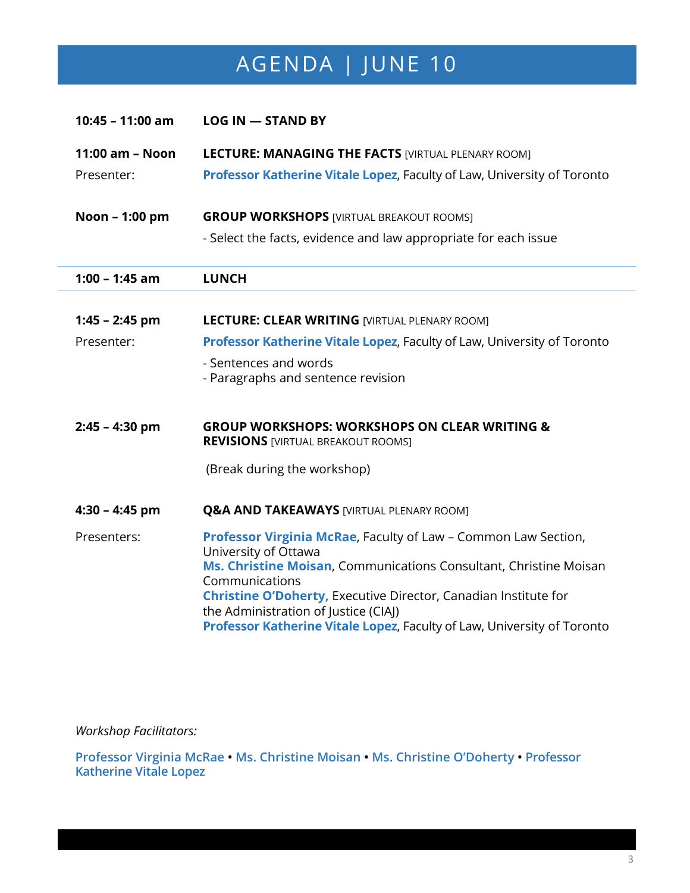# AGENDA | JUNE 10

| | |
|---|---|
| **10:45 – 11:00 am** | **LOG IN — STAND BY** |
| **11:00 am – Noon** | **LECTURE: MANAGING THE FACTS** [VIRTUAL PLENARY ROOM] |
| Presenter: | **Professor Katherine Vitale Lopez**, Faculty of Law, University of Toronto |
| **Noon – 1:00 pm** | **GROUP WORKSHOPS** [VIRTUAL BREAKOUT ROOMS]<br>- Select the facts, evidence and law appropriate for each issue |
| **1:00 – 1:45 am** | **LUNCH** |
| **1:45 – 2:45 pm** | **LECTURE: CLEAR WRITING** [VIRTUAL PLENARY ROOM] |
| Presenter: | **Professor Katherine Vitale Lopez**, Faculty of Law, University of Toronto<br>- Sentences and words<br>- Paragraphs and sentence revision |
| **2:45 – 4:30 pm** | **GROUP WORKSHOPS: WORKSHOPS ON CLEAR WRITING & REVISIONS** [VIRTUAL BREAKOUT ROOMS]<br>(Break during the workshop) |
| **4:30 – 4:45 pm** | **Q&A AND TAKEAWAYS** [VIRTUAL PLENARY ROOM] |
| Presenters: | **Professor Virginia McRae**, Faculty of Law – Common Law Section, University of Ottawa<br>**Ms. Christine Moisan**, Communications Consultant, Christine Moisan Communications<br>**Christine O'Doherty,** Executive Director, Canadian Institute for the Administration of Justice (CIAJ)<br>**Professor Katherine Vitale Lopez**, Faculty of Law, University of Toronto |

*Workshop Facilitators:*

**Professor Virginia McRae** • **Ms. Christine Moisan** • **Ms. Christine O'Doherty** • **Professor Katherine Vitale Lopez**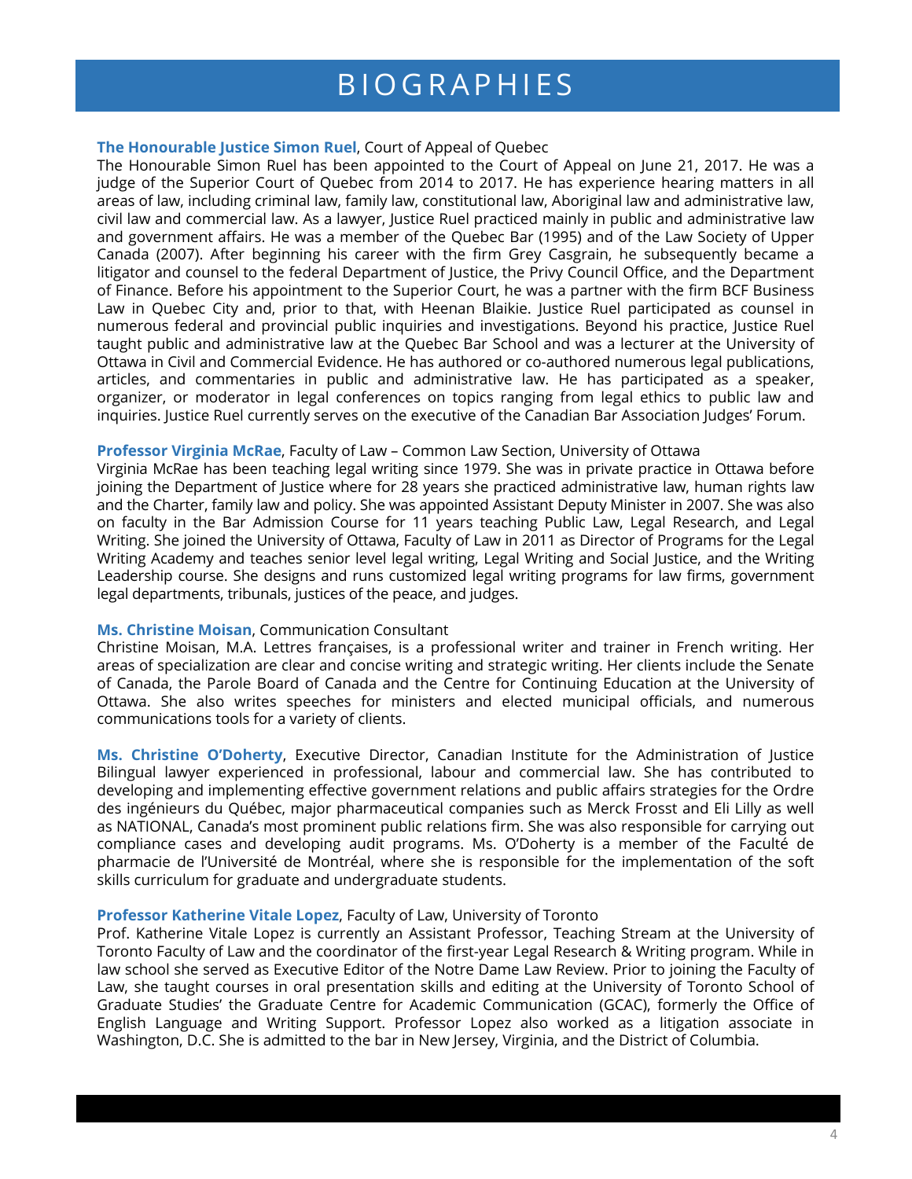# BIOGRAPHIES

**The Honourable Justice Simon Ruel**, Court of Appeal of Quebec
The Honourable Simon Ruel has been appointed to the Court of Appeal on June 21, 2017. He was a judge of the Superior Court of Quebec from 2014 to 2017. He has experience hearing matters in all areas of law, including criminal law, family law, constitutional law, Aboriginal law and administrative law, civil law and commercial law. As a lawyer, Justice Ruel practiced mainly in public and administrative law and government affairs. He was a member of the Quebec Bar (1995) and of the Law Society of Upper Canada (2007). After beginning his career with the firm Grey Casgrain, he subsequently became a litigator and counsel to the federal Department of Justice, the Privy Council Office, and the Department of Finance. Before his appointment to the Superior Court, he was a partner with the firm BCF Business Law in Quebec City and, prior to that, with Heenan Blaikie. Justice Ruel participated as counsel in numerous federal and provincial public inquiries and investigations. Beyond his practice, Justice Ruel taught public and administrative law at the Quebec Bar School and was a lecturer at the University of Ottawa in Civil and Commercial Evidence. He has authored or co-authored numerous legal publications, articles, and commentaries in public and administrative law. He has participated as a speaker, organizer, or moderator in legal conferences on topics ranging from legal ethics to public law and inquiries. Justice Ruel currently serves on the executive of the Canadian Bar Association Judges' Forum.

**Professor Virginia McRae**, Faculty of Law – Common Law Section, University of Ottawa
Virginia McRae has been teaching legal writing since 1979. She was in private practice in Ottawa before joining the Department of Justice where for 28 years she practiced administrative law, human rights law and the Charter, family law and policy. She was appointed Assistant Deputy Minister in 2007. She was also on faculty in the Bar Admission Course for 11 years teaching Public Law, Legal Research, and Legal Writing. She joined the University of Ottawa, Faculty of Law in 2011 as Director of Programs for the Legal Writing Academy and teaches senior level legal writing, Legal Writing and Social Justice, and the Writing Leadership course. She designs and runs customized legal writing programs for law firms, government legal departments, tribunals, justices of the peace, and judges.

**Ms. Christine Moisan**, Communication Consultant
Christine Moisan, M.A. Lettres françaises, is a professional writer and trainer in French writing. Her areas of specialization are clear and concise writing and strategic writing. Her clients include the Senate of Canada, the Parole Board of Canada and the Centre for Continuing Education at the University of Ottawa. She also writes speeches for ministers and elected municipal officials, and numerous communications tools for a variety of clients.

**Ms. Christine O'Doherty**, Executive Director, Canadian Institute for the Administration of Justice
Bilingual lawyer experienced in professional, labour and commercial law. She has contributed to developing and implementing effective government relations and public affairs strategies for the Ordre des ingénieurs du Québec, major pharmaceutical companies such as Merck Frosst and Eli Lilly as well as NATIONAL, Canada's most prominent public relations firm. She was also responsible for carrying out compliance cases and developing audit programs. Ms. O'Doherty is a member of the Faculté de pharmacie de l'Université de Montréal, where she is responsible for the implementation of the soft skills curriculum for graduate and undergraduate students.

**Professor Katherine Vitale Lopez**, Faculty of Law, University of Toronto
Prof. Katherine Vitale Lopez is currently an Assistant Professor, Teaching Stream at the University of Toronto Faculty of Law and the coordinator of the first-year Legal Research & Writing program. While in law school she served as Executive Editor of the Notre Dame Law Review. Prior to joining the Faculty of Law, she taught courses in oral presentation skills and editing at the University of Toronto School of Graduate Studies' the Graduate Centre for Academic Communication (GCAC), formerly the Office of English Language and Writing Support. Professor Lopez also worked as a litigation associate in Washington, D.C. She is admitted to the bar in New Jersey, Virginia, and the District of Columbia.